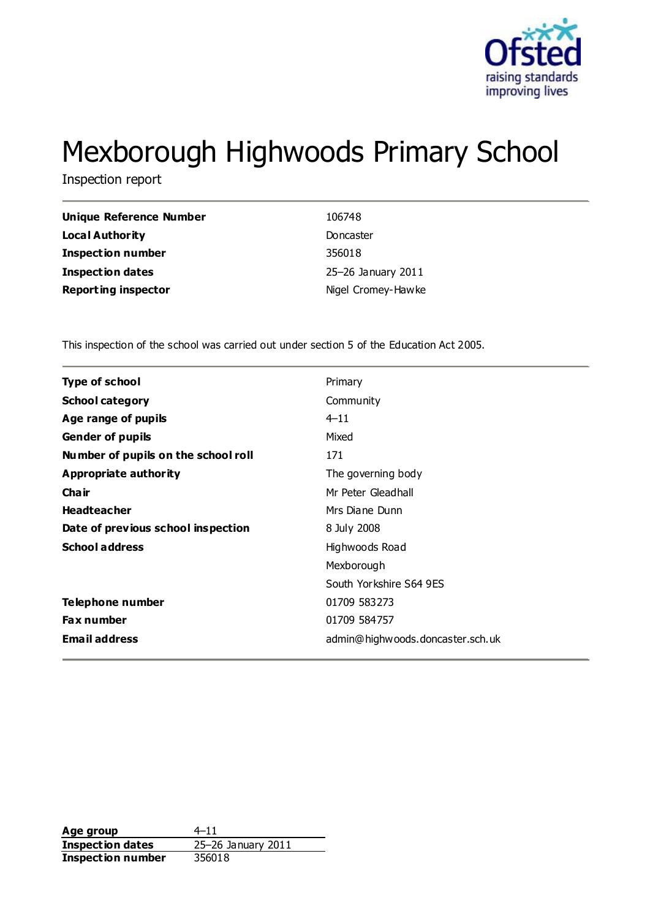# Mexborough Highwoods Primary School

Inspection report

| | |
|---|---|
| **Unique Reference Number** | 106748 |
| **Local Authority** | Doncaster |
| **Inspection number** | 356018 |
| **Inspection dates** | 25–26 January 2011 |
| **Reporting inspector** | Nigel Cromey-Hawke |

This inspection of the school was carried out under section 5 of the Education Act 2005.

| | |
|---|---|
| **Type of school** | Primary |
| **School category** | Community |
| **Age range of pupils** | 4–11 |
| **Gender of pupils** | Mixed |
| **Number of pupils on the school roll** | 171 |
| **Appropriate authority** | The governing body |
| **Chair** | Mr Peter Gleadhall |
| **Headteacher** | Mrs Diane Dunn |
| **Date of previous school inspection** | 8 July 2008 |
| **School address** | Highwoods Road<br>Mexborough<br>South Yorkshire S64 9ES |
| **Telephone number** | 01709 583273 |
| **Fax number** | 01709 584757 |
| **Email address** | admin@highwoods.doncaster.sch.uk |

| | |
|---|---|
| **Age group** | 4–11 |
| **Inspection dates** | 25–26 January 2011 |
| **Inspection number** | 356018 |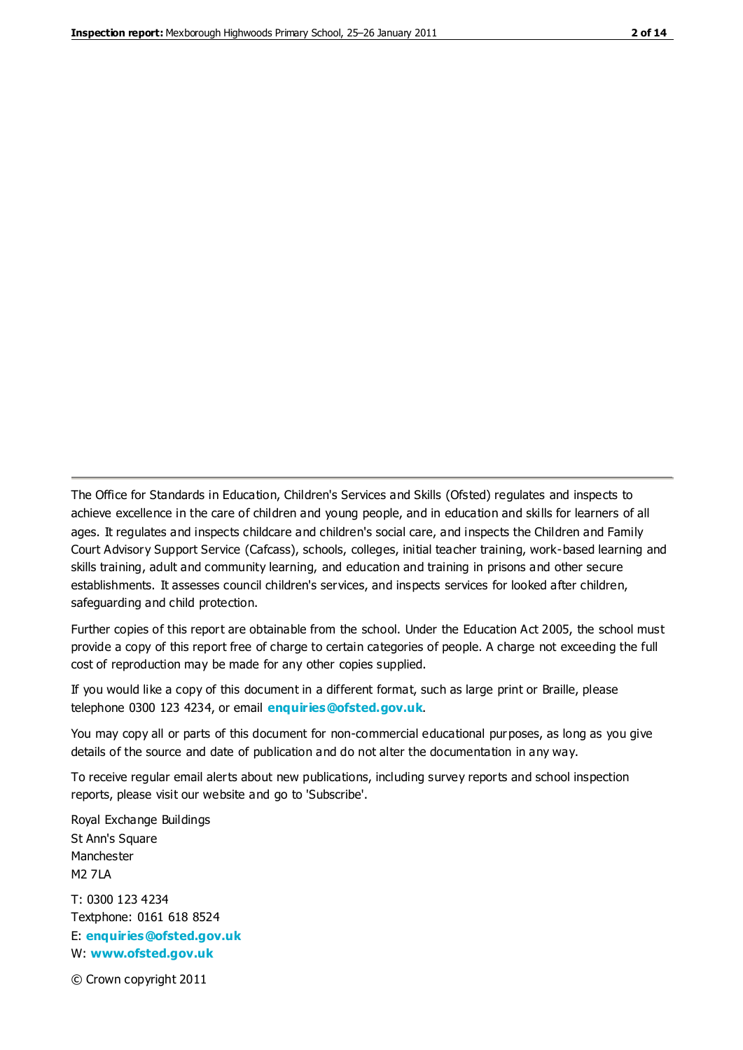The Office for Standards in Education, Children's Services and Skills (Ofsted) regulates and inspects to achieve excellence in the care of children and young people, and in education and skills for learners of all ages. It regulates and inspects childcare and children's social care, and inspects the Children and Family Court Advisory Support Service (Cafcass), schools, colleges, initial teacher training, work-based learning and skills training, adult and community learning, and education and training in prisons and other secure establishments. It assesses council children's services, and inspects services for looked after children, safeguarding and child protection.

Further copies of this report are obtainable from the school. Under the Education Act 2005, the school must provide a copy of this report free of charge to certain categories of people. A charge not exceeding the full cost of reproduction may be made for any other copies supplied.

If you would like a copy of this document in a different format, such as large print or Braille, please telephone 0300 123 4234, or email **enquiries@ofsted.gov.uk**.

You may copy all or parts of this document for non-commercial educational purposes, as long as you give details of the source and date of publication and do not alter the documentation in any way.

To receive regular email alerts about new publications, including survey reports and school inspection reports, please visit our website and go to 'Subscribe'.

Royal Exchange Buildings
St Ann's Square
Manchester
M2 7LA

T: 0300 123 4234
Textphone: 0161 618 8524
E: **enquiries@ofsted.gov.uk**
W: **www.ofsted.gov.uk**

© Crown copyright 2011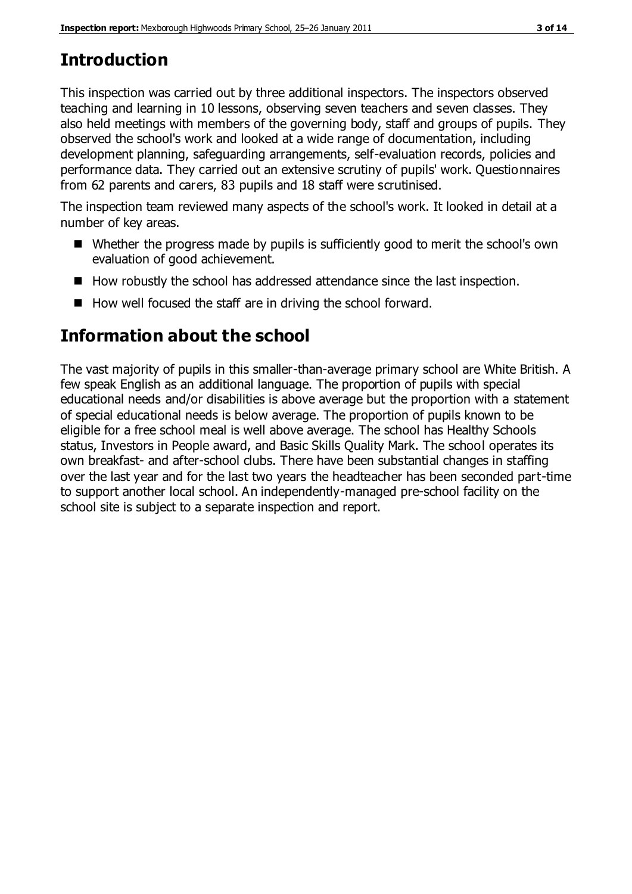# Introduction

This inspection was carried out by three additional inspectors. The inspectors observed teaching and learning in 10 lessons, observing seven teachers and seven classes. They also held meetings with members of the governing body, staff and groups of pupils. They observed the school's work and looked at a wide range of documentation, including development planning, safeguarding arrangements, self-evaluation records, policies and performance data. They carried out an extensive scrutiny of pupils' work. Questionnaires from 62 parents and carers, 83 pupils and 18 staff were scrutinised.

The inspection team reviewed many aspects of the school's work. It looked in detail at a number of key areas.

- Whether the progress made by pupils is sufficiently good to merit the school's own evaluation of good achievement.
- How robustly the school has addressed attendance since the last inspection.
- How well focused the staff are in driving the school forward.

# Information about the school

The vast majority of pupils in this smaller-than-average primary school are White British. A few speak English as an additional language. The proportion of pupils with special educational needs and/or disabilities is above average but the proportion with a statement of special educational needs is below average. The proportion of pupils known to be eligible for a free school meal is well above average. The school has Healthy Schools status, Investors in People award, and Basic Skills Quality Mark. The school operates its own breakfast- and after-school clubs. There have been substantial changes in staffing over the last year and for the last two years the headteacher has been seconded part-time to support another local school. An independently-managed pre-school facility on the school site is subject to a separate inspection and report.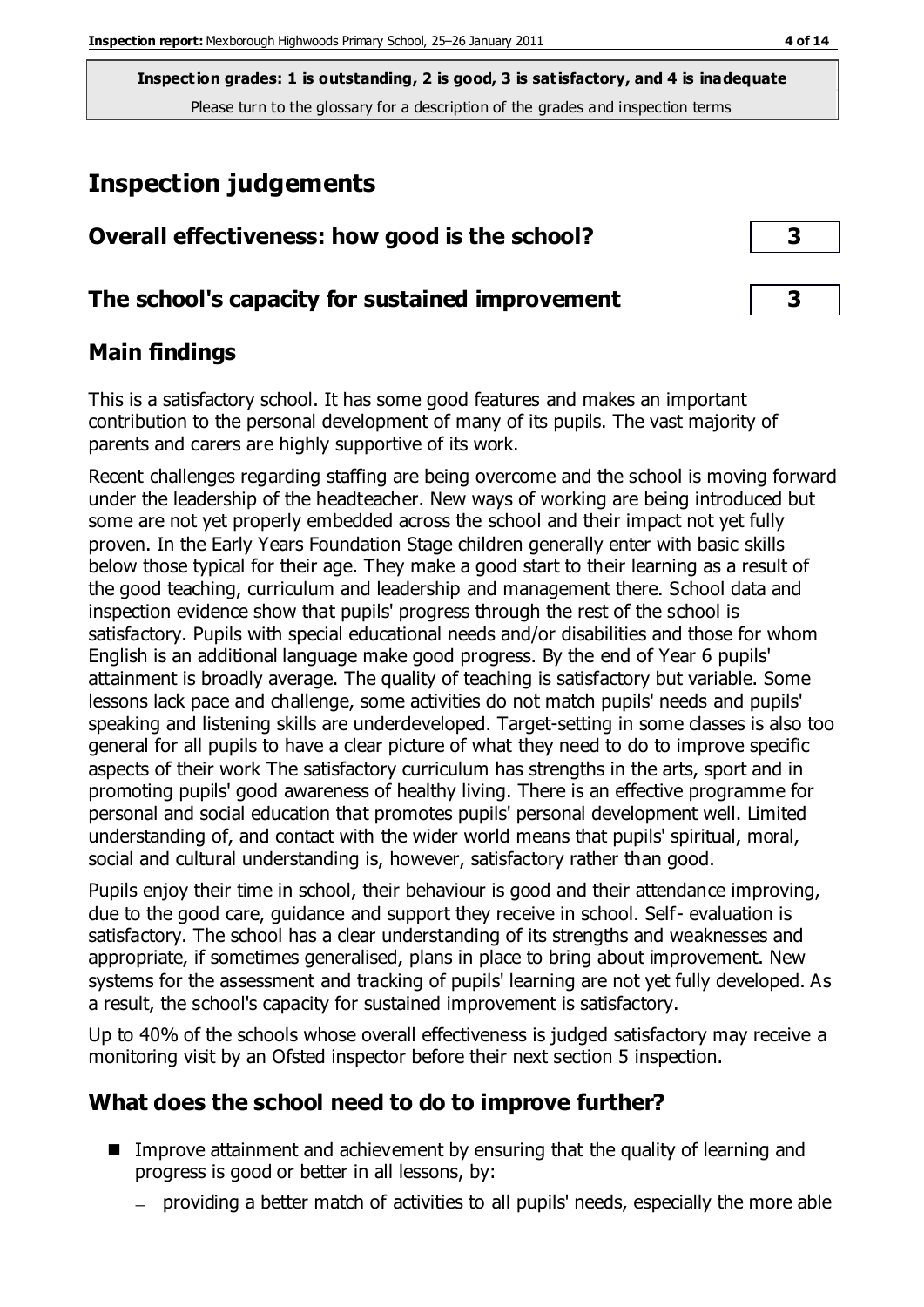**Inspection grades: 1 is outstanding, 2 is good, 3 is satisfactory, and 4 is inadequate**
Please turn to the glossary for a description of the grades and inspection terms

# Inspection judgements

| | |
|---|---|
| **Overall effectiveness: how good is the school?** | **3** |
| **The school's capacity for sustained improvement** | **3** |

## Main findings

This is a satisfactory school. It has some good features and makes an important contribution to the personal development of many of its pupils. The vast majority of parents and carers are highly supportive of its work.

Recent challenges regarding staffing are being overcome and the school is moving forward under the leadership of the headteacher. New ways of working are being introduced but some are not yet properly embedded across the school and their impact not yet fully proven. In the Early Years Foundation Stage children generally enter with basic skills below those typical for their age. They make a good start to their learning as a result of the good teaching, curriculum and leadership and management there. School data and inspection evidence show that pupils' progress through the rest of the school is satisfactory. Pupils with special educational needs and/or disabilities and those for whom English is an additional language make good progress. By the end of Year 6 pupils' attainment is broadly average. The quality of teaching is satisfactory but variable. Some lessons lack pace and challenge, some activities do not match pupils' needs and pupils' speaking and listening skills are underdeveloped. Target-setting in some classes is also too general for all pupils to have a clear picture of what they need to do to improve specific aspects of their work The satisfactory curriculum has strengths in the arts, sport and in promoting pupils' good awareness of healthy living. There is an effective programme for personal and social education that promotes pupils' personal development well. Limited understanding of, and contact with the wider world means that pupils' spiritual, moral, social and cultural understanding is, however, satisfactory rather than good.

Pupils enjoy their time in school, their behaviour is good and their attendance improving, due to the good care, guidance and support they receive in school. Self- evaluation is satisfactory. The school has a clear understanding of its strengths and weaknesses and appropriate, if sometimes generalised, plans in place to bring about improvement. New systems for the assessment and tracking of pupils' learning are not yet fully developed. As a result, the school's capacity for sustained improvement is satisfactory.

Up to 40% of the schools whose overall effectiveness is judged satisfactory may receive a monitoring visit by an Ofsted inspector before their next section 5 inspection.

## What does the school need to do to improve further?

- Improve attainment and achievement by ensuring that the quality of learning and progress is good or better in all lessons, by:
  - providing a better match of activities to all pupils' needs, especially the more able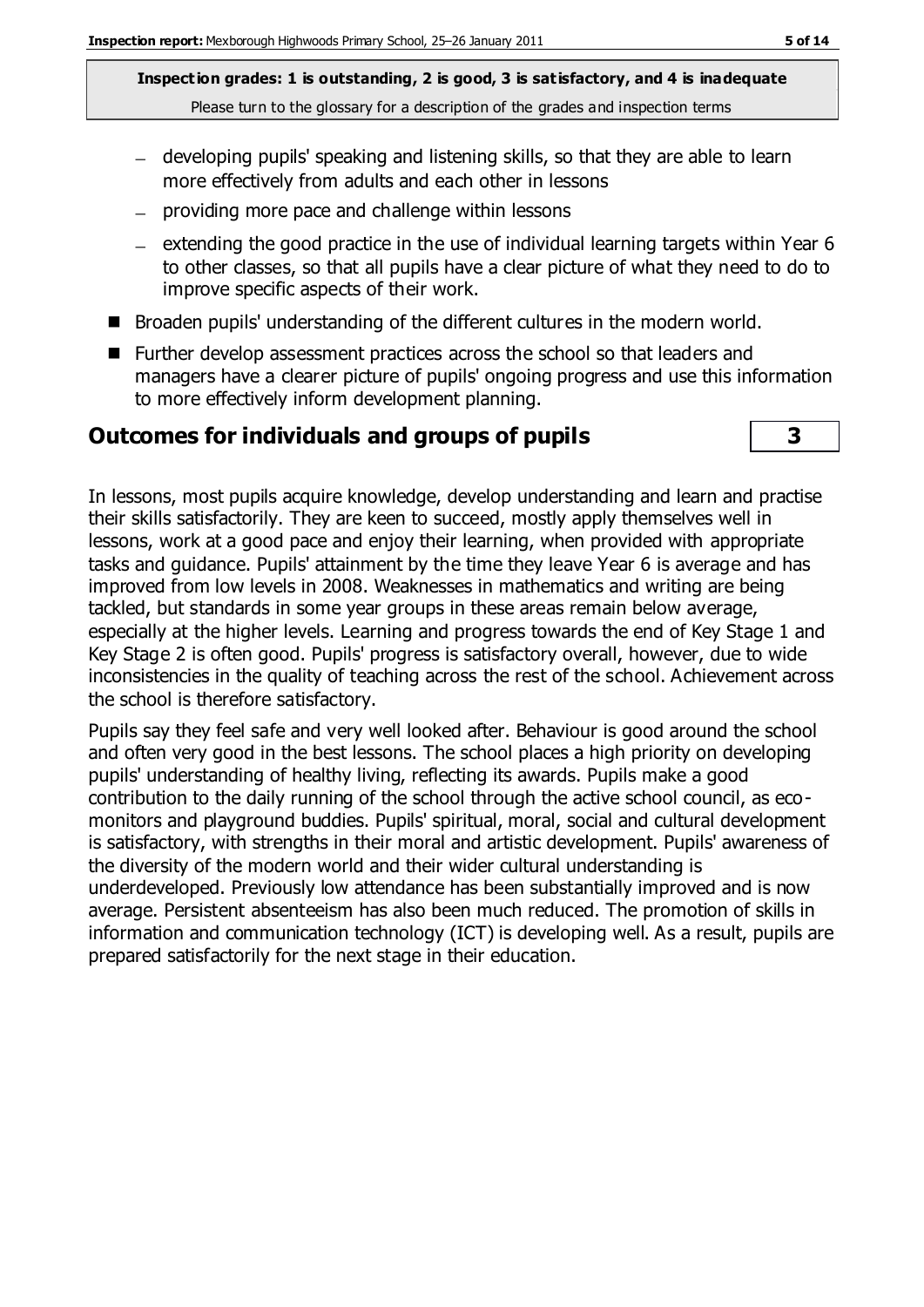- developing pupils' speaking and listening skills, so that they are able to learn more effectively from adults and each other in lessons
- providing more pace and challenge within lessons
- extending the good practice in the use of individual learning targets within Year 6 to other classes, so that all pupils have a clear picture of what they need to do to improve specific aspects of their work.

- Broaden pupils' understanding of the different cultures in the modern world.
- Further develop assessment practices across the school so that leaders and managers have a clearer picture of pupils' ongoing progress and use this information to more effectively inform development planning.

## Outcomes for individuals and groups of pupils — 3

In lessons, most pupils acquire knowledge, develop understanding and learn and practise their skills satisfactorily. They are keen to succeed, mostly apply themselves well in lessons, work at a good pace and enjoy their learning, when provided with appropriate tasks and guidance. Pupils' attainment by the time they leave Year 6 is average and has improved from low levels in 2008. Weaknesses in mathematics and writing are being tackled, but standards in some year groups in these areas remain below average, especially at the higher levels. Learning and progress towards the end of Key Stage 1 and Key Stage 2 is often good. Pupils' progress is satisfactory overall, however, due to wide inconsistencies in the quality of teaching across the rest of the school. Achievement across the school is therefore satisfactory.

Pupils say they feel safe and very well looked after. Behaviour is good around the school and often very good in the best lessons. The school places a high priority on developing pupils' understanding of healthy living, reflecting its awards. Pupils make a good contribution to the daily running of the school through the active school council, as eco-monitors and playground buddies. Pupils' spiritual, moral, social and cultural development is satisfactory, with strengths in their moral and artistic development. Pupils' awareness of the diversity of the modern world and their wider cultural understanding is underdeveloped. Previously low attendance has been substantially improved and is now average. Persistent absenteeism has also been much reduced. The promotion of skills in information and communication technology (ICT) is developing well. As a result, pupils are prepared satisfactorily for the next stage in their education.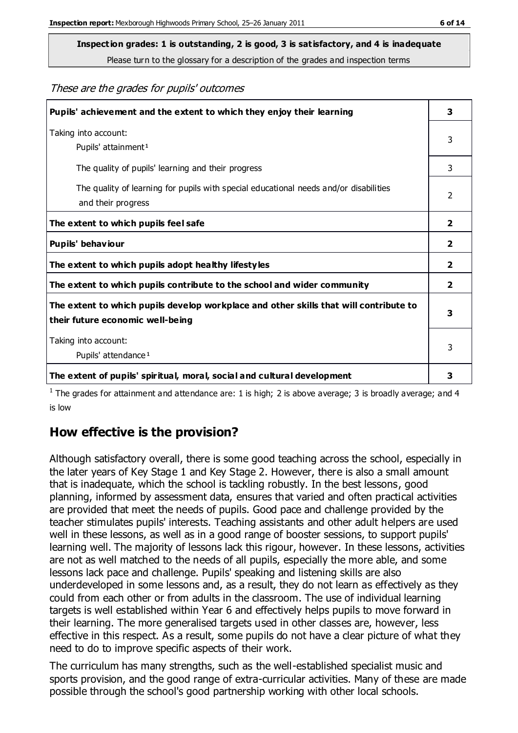**Inspection grades: 1 is outstanding, 2 is good, 3 is satisfactory, and 4 is inadequate**
Please turn to the glossary for a description of the grades and inspection terms

*These are the grades for pupils' outcomes*

| | |
|---|---|
| **Pupils' achievement and the extent to which they enjoy their learning** | **3** |
| Taking into account:<br>Pupils' attainment[1] | 3 |
| The quality of pupils' learning and their progress | 3 |
| The quality of learning for pupils with special educational needs and/or disabilities and their progress | 2 |
| **The extent to which pupils feel safe** | **2** |
| **Pupils' behaviour** | **2** |
| **The extent to which pupils adopt healthy lifestyles** | **2** |
| **The extent to which pupils contribute to the school and wider community** | **2** |
| **The extent to which pupils develop workplace and other skills that will contribute to their future economic well-being** | **3** |
| Taking into account:<br>Pupils' attendance[1] | 3 |
| **The extent of pupils' spiritual, moral, social and cultural development** | **3** |

[1] The grades for attainment and attendance are: 1 is high; 2 is above average; 3 is broadly average; and 4 is low

## How effective is the provision?

Although satisfactory overall, there is some good teaching across the school, especially in the later years of Key Stage 1 and Key Stage 2. However, there is also a small amount that is inadequate, which the school is tackling robustly. In the best lessons, good planning, informed by assessment data, ensures that varied and often practical activities are provided that meet the needs of pupils. Good pace and challenge provided by the teacher stimulates pupils' interests. Teaching assistants and other adult helpers are used well in these lessons, as well as in a good range of booster sessions, to support pupils' learning well. The majority of lessons lack this rigour, however. In these lessons, activities are not as well matched to the needs of all pupils, especially the more able, and some lessons lack pace and challenge. Pupils' speaking and listening skills are also underdeveloped in some lessons and, as a result, they do not learn as effectively as they could from each other or from adults in the classroom. The use of individual learning targets is well established within Year 6 and effectively helps pupils to move forward in their learning. The more generalised targets used in other classes are, however, less effective in this respect. As a result, some pupils do not have a clear picture of what they need to do to improve specific aspects of their work.

The curriculum has many strengths, such as the well-established specialist music and sports provision, and the good range of extra-curricular activities. Many of these are made possible through the school's good partnership working with other local schools.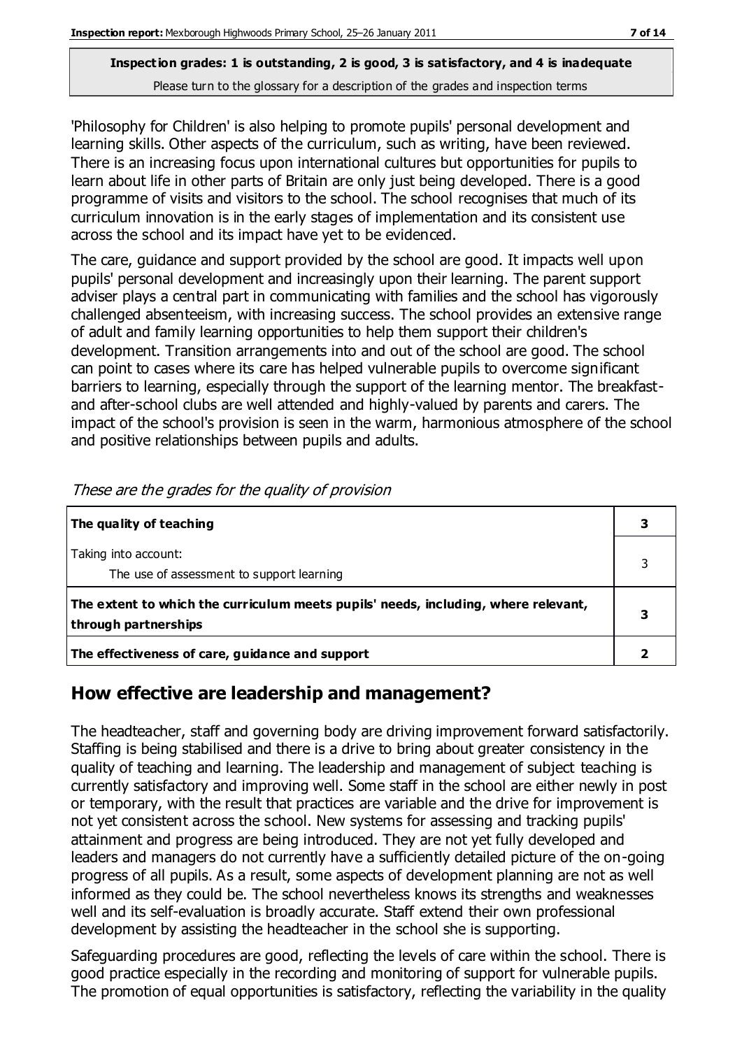**Inspection grades: 1 is outstanding, 2 is good, 3 is satisfactory, and 4 is inadequate**
Please turn to the glossary for a description of the grades and inspection terms

'Philosophy for Children' is also helping to promote pupils' personal development and learning skills. Other aspects of the curriculum, such as writing, have been reviewed. There is an increasing focus upon international cultures but opportunities for pupils to learn about life in other parts of Britain are only just being developed. There is a good programme of visits and visitors to the school. The school recognises that much of its curriculum innovation is in the early stages of implementation and its consistent use across the school and its impact have yet to be evidenced.

The care, guidance and support provided by the school are good. It impacts well upon pupils' personal development and increasingly upon their learning. The parent support adviser plays a central part in communicating with families and the school has vigorously challenged absenteeism, with increasing success. The school provides an extensive range of adult and family learning opportunities to help them support their children's development. Transition arrangements into and out of the school are good. The school can point to cases where its care has helped vulnerable pupils to overcome significant barriers to learning, especially through the support of the learning mentor. The breakfast- and after-school clubs are well attended and highly-valued by parents and carers. The impact of the school's provision is seen in the warm, harmonious atmosphere of the school and positive relationships between pupils and adults.

*These are the grades for the quality of provision*

| | |
|---|---|
| **The quality of teaching** | **3** |
| Taking into account: The use of assessment to support learning | 3 |
| **The extent to which the curriculum meets pupils' needs, including, where relevant, through partnerships** | **3** |
| **The effectiveness of care, guidance and support** | **2** |

## How effective are leadership and management?

The headteacher, staff and governing body are driving improvement forward satisfactorily. Staffing is being stabilised and there is a drive to bring about greater consistency in the quality of teaching and learning. The leadership and management of subject teaching is currently satisfactory and improving well. Some staff in the school are either newly in post or temporary, with the result that practices are variable and the drive for improvement is not yet consistent across the school. New systems for assessing and tracking pupils' attainment and progress are being introduced. They are not yet fully developed and leaders and managers do not currently have a sufficiently detailed picture of the on-going progress of all pupils. As a result, some aspects of development planning are not as well informed as they could be. The school nevertheless knows its strengths and weaknesses well and its self-evaluation is broadly accurate. Staff extend their own professional development by assisting the headteacher in the school she is supporting.

Safeguarding procedures are good, reflecting the levels of care within the school. There is good practice especially in the recording and monitoring of support for vulnerable pupils. The promotion of equal opportunities is satisfactory, reflecting the variability in the quality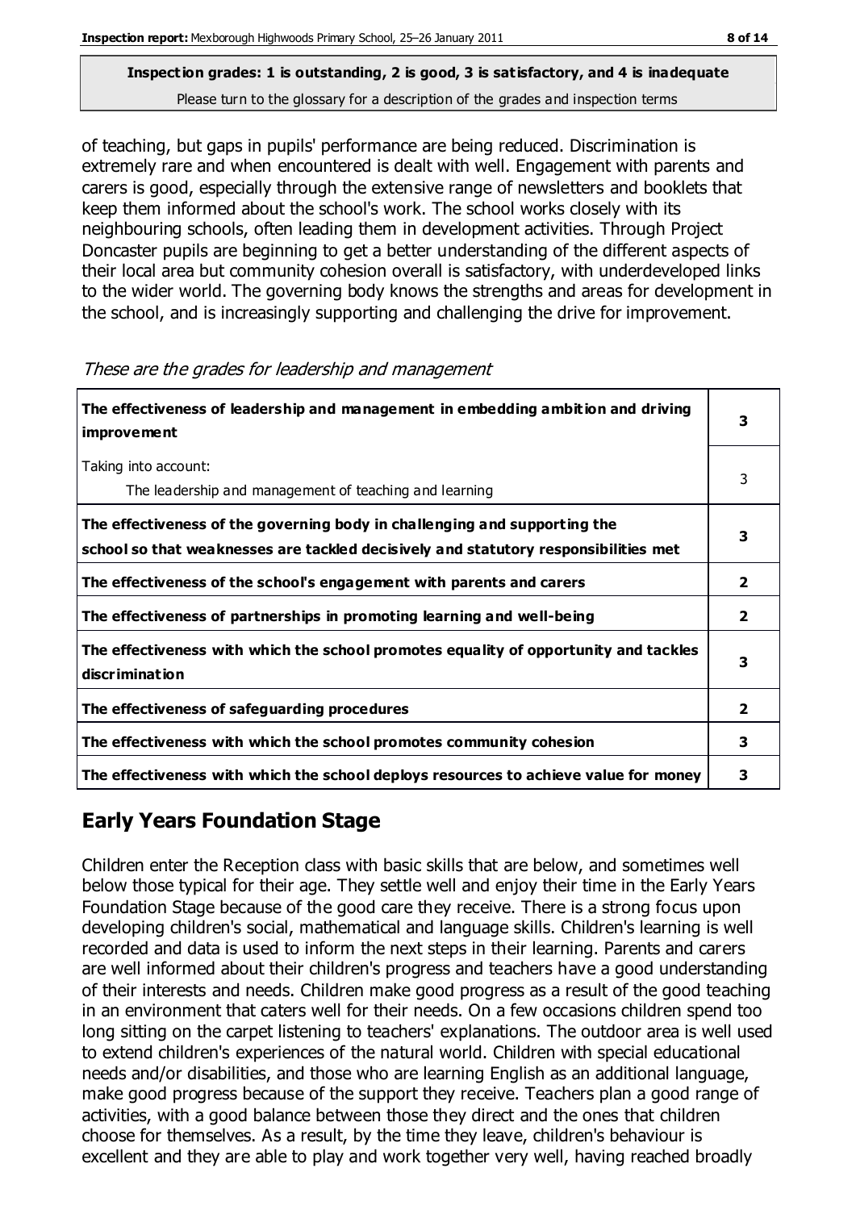**Inspection grades: 1 is outstanding, 2 is good, 3 is satisfactory, and 4 is inadequate**
Please turn to the glossary for a description of the grades and inspection terms

of teaching, but gaps in pupils' performance are being reduced. Discrimination is extremely rare and when encountered is dealt with well. Engagement with parents and carers is good, especially through the extensive range of newsletters and booklets that keep them informed about the school's work. The school works closely with its neighbouring schools, often leading them in development activities. Through Project Doncaster pupils are beginning to get a better understanding of the different aspects of their local area but community cohesion overall is satisfactory, with underdeveloped links to the wider world. The governing body knows the strengths and areas for development in the school, and is increasingly supporting and challenging the drive for improvement.

*These are the grades for leadership and management*

| | |
|---|---|
| **The effectiveness of leadership and management in embedding ambition and driving improvement** | **3** |
| Taking into account: The leadership and management of teaching and learning | 3 |
| **The effectiveness of the governing body in challenging and supporting the school so that weaknesses are tackled decisively and statutory responsibilities met** | **3** |
| **The effectiveness of the school's engagement with parents and carers** | **2** |
| **The effectiveness of partnerships in promoting learning and well-being** | **2** |
| **The effectiveness with which the school promotes equality of opportunity and tackles discrimination** | **3** |
| **The effectiveness of safeguarding procedures** | **2** |
| **The effectiveness with which the school promotes community cohesion** | **3** |
| **The effectiveness with which the school deploys resources to achieve value for money** | **3** |

## Early Years Foundation Stage

Children enter the Reception class with basic skills that are below, and sometimes well below those typical for their age. They settle well and enjoy their time in the Early Years Foundation Stage because of the good care they receive. There is a strong focus upon developing children's social, mathematical and language skills. Children's learning is well recorded and data is used to inform the next steps in their learning. Parents and carers are well informed about their children's progress and teachers have a good understanding of their interests and needs. Children make good progress as a result of the good teaching in an environment that caters well for their needs. On a few occasions children spend too long sitting on the carpet listening to teachers' explanations. The outdoor area is well used to extend children's experiences of the natural world. Children with special educational needs and/or disabilities, and those who are learning English as an additional language, make good progress because of the support they receive. Teachers plan a good range of activities, with a good balance between those they direct and the ones that children choose for themselves. As a result, by the time they leave, children's behaviour is excellent and they are able to play and work together very well, having reached broadly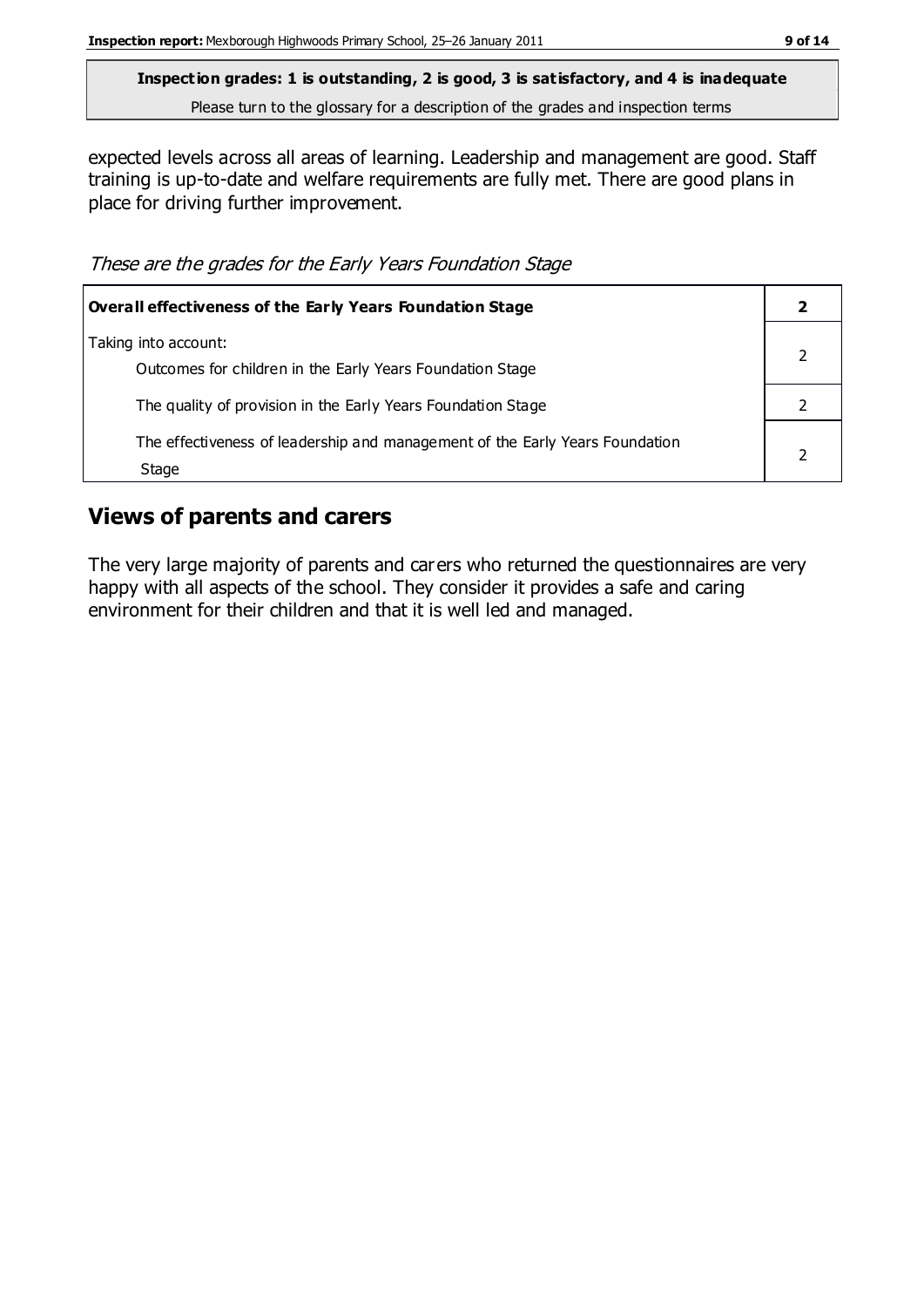**Inspection grades: 1 is outstanding, 2 is good, 3 is satisfactory, and 4 is inadequate**
Please turn to the glossary for a description of the grades and inspection terms

expected levels across all areas of learning. Leadership and management are good. Staff training is up-to-date and welfare requirements are fully met. There are good plans in place for driving further improvement.

*These are the grades for the Early Years Foundation Stage*

| **Overall effectiveness of the Early Years Foundation Stage** | **2** |
|---|---|
| Taking into account:<br>Outcomes for children in the Early Years Foundation Stage | 2 |
| The quality of provision in the Early Years Foundation Stage | 2 |
| The effectiveness of leadership and management of the Early Years Foundation Stage | 2 |

## Views of parents and carers

The very large majority of parents and carers who returned the questionnaires are very happy with all aspects of the school. They consider it provides a safe and caring environment for their children and that it is well led and managed.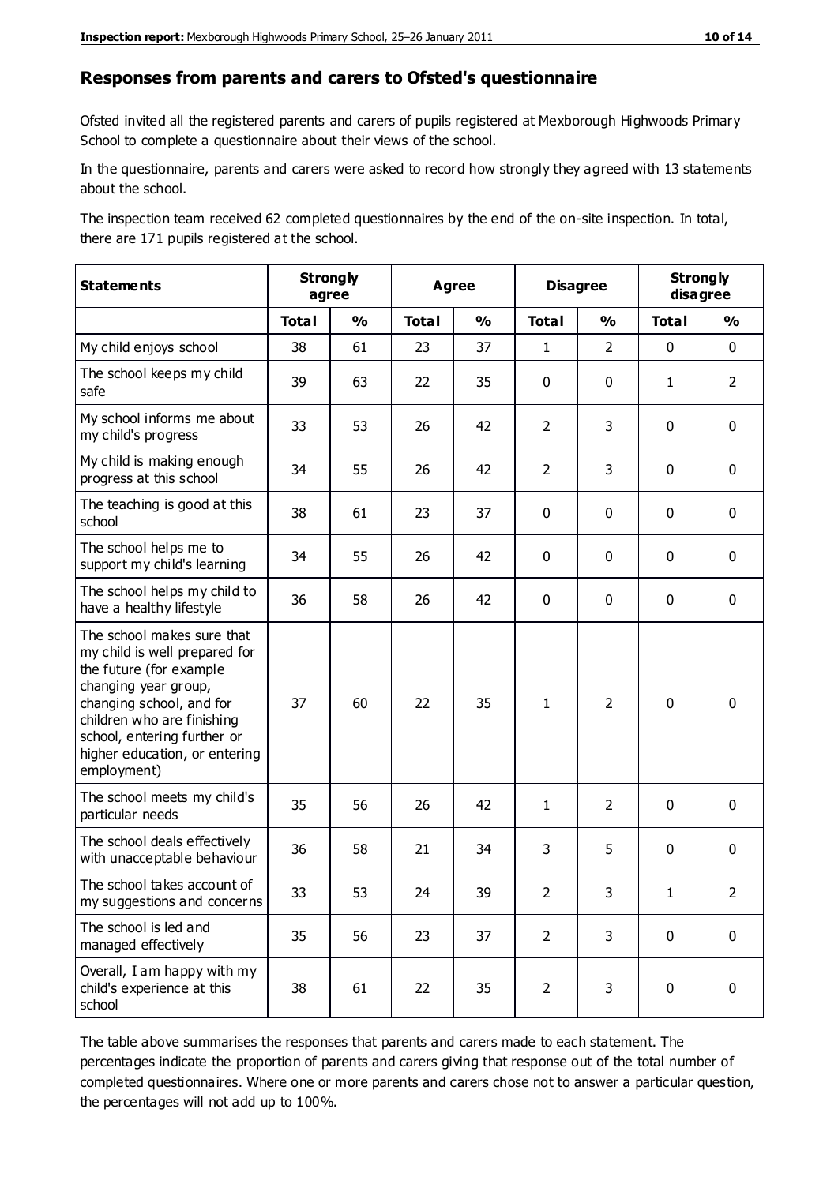## Responses from parents and carers to Ofsted's questionnaire

Ofsted invited all the registered parents and carers of pupils registered at Mexborough Highwoods Primary School to complete a questionnaire about their views of the school.

In the questionnaire, parents and carers were asked to record how strongly they agreed with 13 statements about the school.

The inspection team received 62 completed questionnaires by the end of the on-site inspection. In total, there are 171 pupils registered at the school.

| Statements | Strongly agree | | Agree | | Disagree | | Strongly disagree | |
|---|---|---|---|---|---|---|---|---|
| | Total | % | Total | % | Total | % | Total | % |
| My child enjoys school | 38 | 61 | 23 | 37 | 1 | 2 | 0 | 0 |
| The school keeps my child safe | 39 | 63 | 22 | 35 | 0 | 0 | 1 | 2 |
| My school informs me about my child's progress | 33 | 53 | 26 | 42 | 2 | 3 | 0 | 0 |
| My child is making enough progress at this school | 34 | 55 | 26 | 42 | 2 | 3 | 0 | 0 |
| The teaching is good at this school | 38 | 61 | 23 | 37 | 0 | 0 | 0 | 0 |
| The school helps me to support my child's learning | 34 | 55 | 26 | 42 | 0 | 0 | 0 | 0 |
| The school helps my child to have a healthy lifestyle | 36 | 58 | 26 | 42 | 0 | 0 | 0 | 0 |
| The school makes sure that my child is well prepared for the future (for example changing year group, changing school, and for children who are finishing school, entering further or higher education, or entering employment) | 37 | 60 | 22 | 35 | 1 | 2 | 0 | 0 |
| The school meets my child's particular needs | 35 | 56 | 26 | 42 | 1 | 2 | 0 | 0 |
| The school deals effectively with unacceptable behaviour | 36 | 58 | 21 | 34 | 3 | 5 | 0 | 0 |
| The school takes account of my suggestions and concerns | 33 | 53 | 24 | 39 | 2 | 3 | 1 | 2 |
| The school is led and managed effectively | 35 | 56 | 23 | 37 | 2 | 3 | 0 | 0 |
| Overall, I am happy with my child's experience at this school | 38 | 61 | 22 | 35 | 2 | 3 | 0 | 0 |

The table above summarises the responses that parents and carers made to each statement. The percentages indicate the proportion of parents and carers giving that response out of the total number of completed questionnaires. Where one or more parents and carers chose not to answer a particular question, the percentages will not add up to 100%.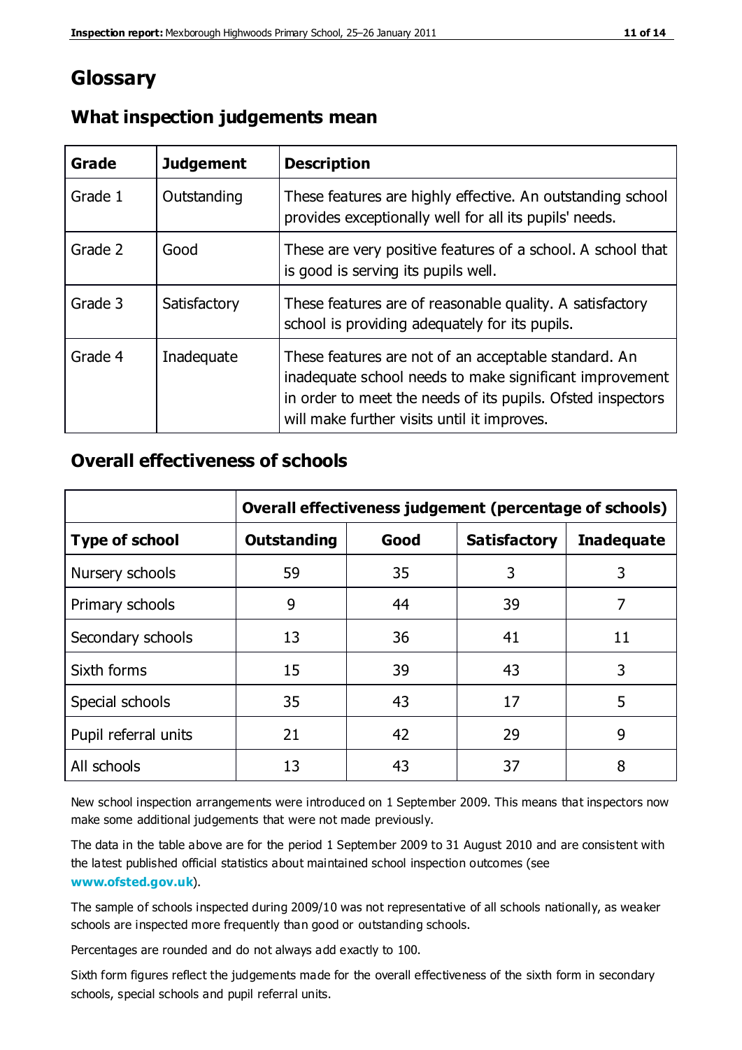# Glossary

## What inspection judgements mean

| Grade | Judgement | Description |
|---|---|---|
| Grade 1 | Outstanding | These features are highly effective. An outstanding school provides exceptionally well for all its pupils' needs. |
| Grade 2 | Good | These are very positive features of a school. A school that is good is serving its pupils well. |
| Grade 3 | Satisfactory | These features are of reasonable quality. A satisfactory school is providing adequately for its pupils. |
| Grade 4 | Inadequate | These features are not of an acceptable standard. An inadequate school needs to make significant improvement in order to meet the needs of its pupils. Ofsted inspectors will make further visits until it improves. |

## Overall effectiveness of schools

| | Overall effectiveness judgement (percentage of schools) | | | |
|---|---|---|---|---|
| **Type of school** | **Outstanding** | **Good** | **Satisfactory** | **Inadequate** |
| Nursery schools | 59 | 35 | 3 | 3 |
| Primary schools | 9 | 44 | 39 | 7 |
| Secondary schools | 13 | 36 | 41 | 11 |
| Sixth forms | 15 | 39 | 43 | 3 |
| Special schools | 35 | 43 | 17 | 5 |
| Pupil referral units | 21 | 42 | 29 | 9 |
| All schools | 13 | 43 | 37 | 8 |

New school inspection arrangements were introduced on 1 September 2009. This means that inspectors now make some additional judgements that were not made previously.

The data in the table above are for the period 1 September 2009 to 31 August 2010 and are consistent with the latest published official statistics about maintained school inspection outcomes (see **www.ofsted.gov.uk**).

The sample of schools inspected during 2009/10 was not representative of all schools nationally, as weaker schools are inspected more frequently than good or outstanding schools.

Percentages are rounded and do not always add exactly to 100.

Sixth form figures reflect the judgements made for the overall effectiveness of the sixth form in secondary schools, special schools and pupil referral units.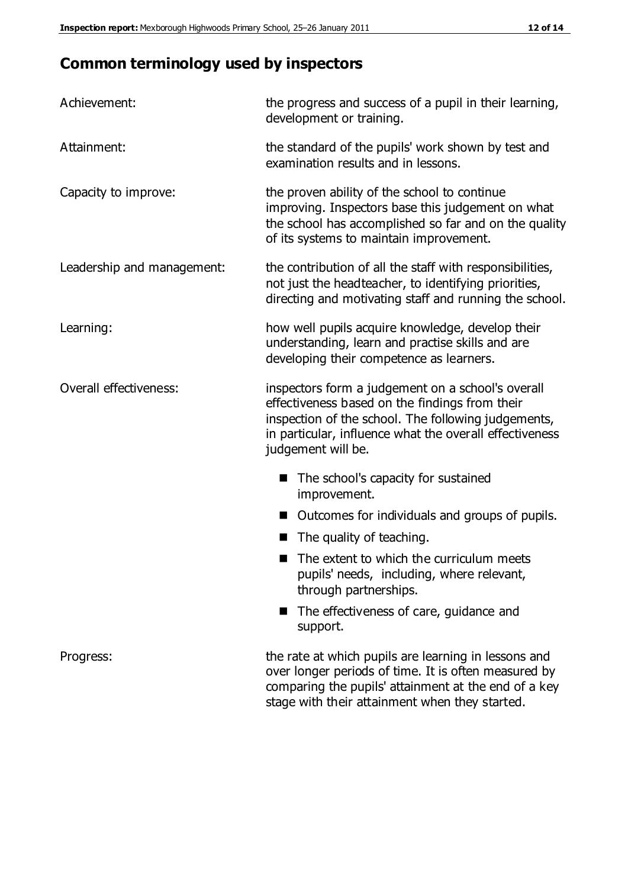# Common terminology used by inspectors

**Achievement:** the progress and success of a pupil in their learning, development or training.

**Attainment:** the standard of the pupils' work shown by test and examination results and in lessons.

**Capacity to improve:** the proven ability of the school to continue improving. Inspectors base this judgement on what the school has accomplished so far and on the quality of its systems to maintain improvement.

**Leadership and management:** the contribution of all the staff with responsibilities, not just the headteacher, to identifying priorities, directing and motivating staff and running the school.

**Learning:** how well pupils acquire knowledge, develop their understanding, learn and practise skills and are developing their competence as learners.

**Overall effectiveness:** inspectors form a judgement on a school's overall effectiveness based on the findings from their inspection of the school. The following judgements, in particular, influence what the overall effectiveness judgement will be.

- The school's capacity for sustained improvement.
- Outcomes for individuals and groups of pupils.
- The quality of teaching.
- The extent to which the curriculum meets pupils' needs, including, where relevant, through partnerships.
- The effectiveness of care, guidance and support.

**Progress:** the rate at which pupils are learning in lessons and over longer periods of time. It is often measured by comparing the pupils' attainment at the end of a key stage with their attainment when they started.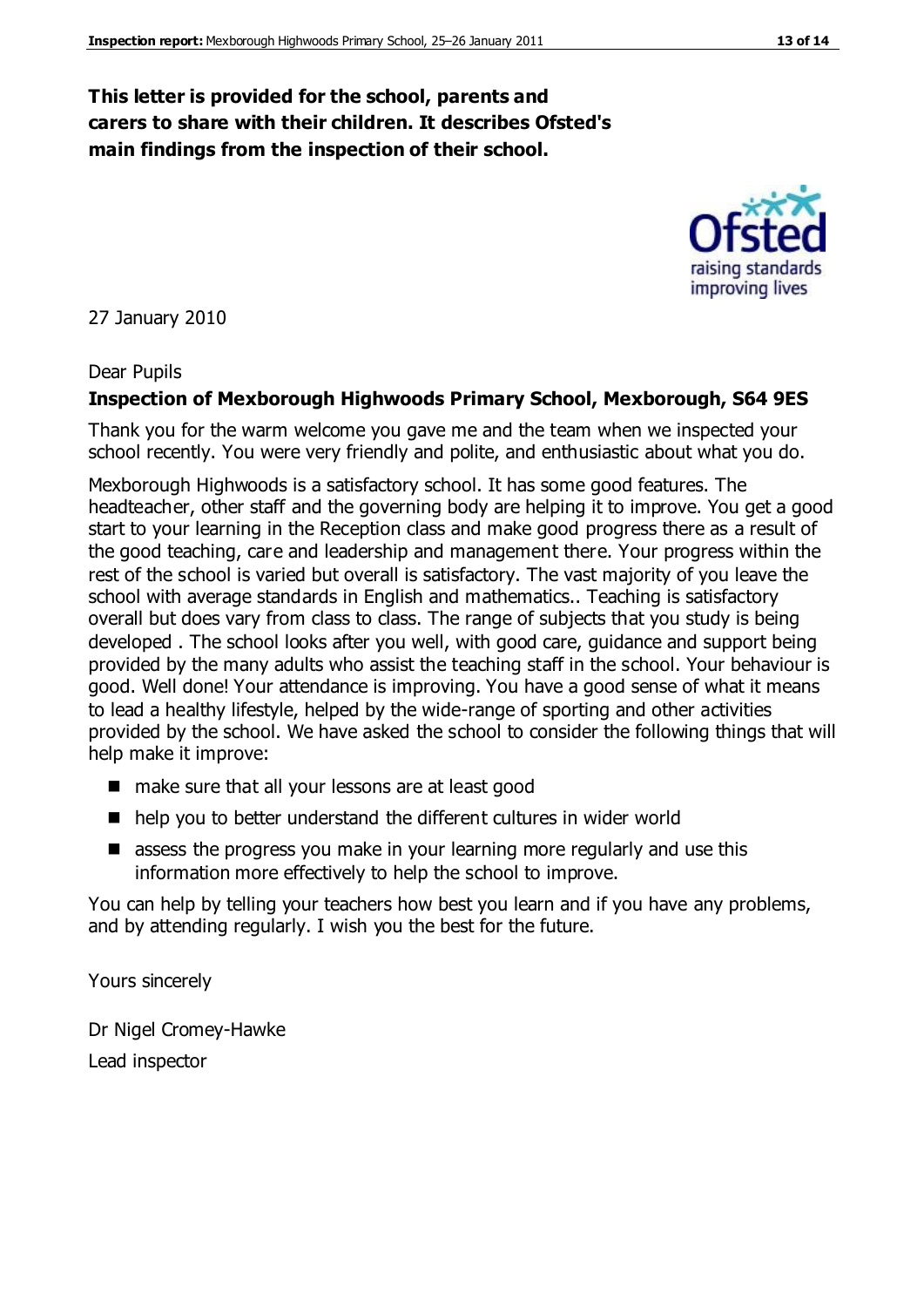**This letter is provided for the school, parents and carers to share with their children. It describes Ofsted's main findings from the inspection of their school.**

27 January 2010

Dear Pupils

**Inspection of Mexborough Highwoods Primary School, Mexborough, S64 9ES**

Thank you for the warm welcome you gave me and the team when we inspected your school recently. You were very friendly and polite, and enthusiastic about what you do.

Mexborough Highwoods is a satisfactory school. It has some good features. The headteacher, other staff and the governing body are helping it to improve. You get a good start to your learning in the Reception class and make good progress there as a result of the good teaching, care and leadership and management there. Your progress within the rest of the school is varied but overall is satisfactory. The vast majority of you leave the school with average standards in English and mathematics.. Teaching is satisfactory overall but does vary from class to class. The range of subjects that you study is being developed . The school looks after you well, with good care, guidance and support being provided by the many adults who assist the teaching staff in the school. Your behaviour is good. Well done! Your attendance is improving. You have a good sense of what it means to lead a healthy lifestyle, helped by the wide-range of sporting and other activities provided by the school. We have asked the school to consider the following things that will help make it improve:

- make sure that all your lessons are at least good
- help you to better understand the different cultures in wider world
- assess the progress you make in your learning more regularly and use this information more effectively to help the school to improve.

You can help by telling your teachers how best you learn and if you have any problems, and by attending regularly. I wish you the best for the future.

Yours sincerely

Dr Nigel Cromey-Hawke

Lead inspector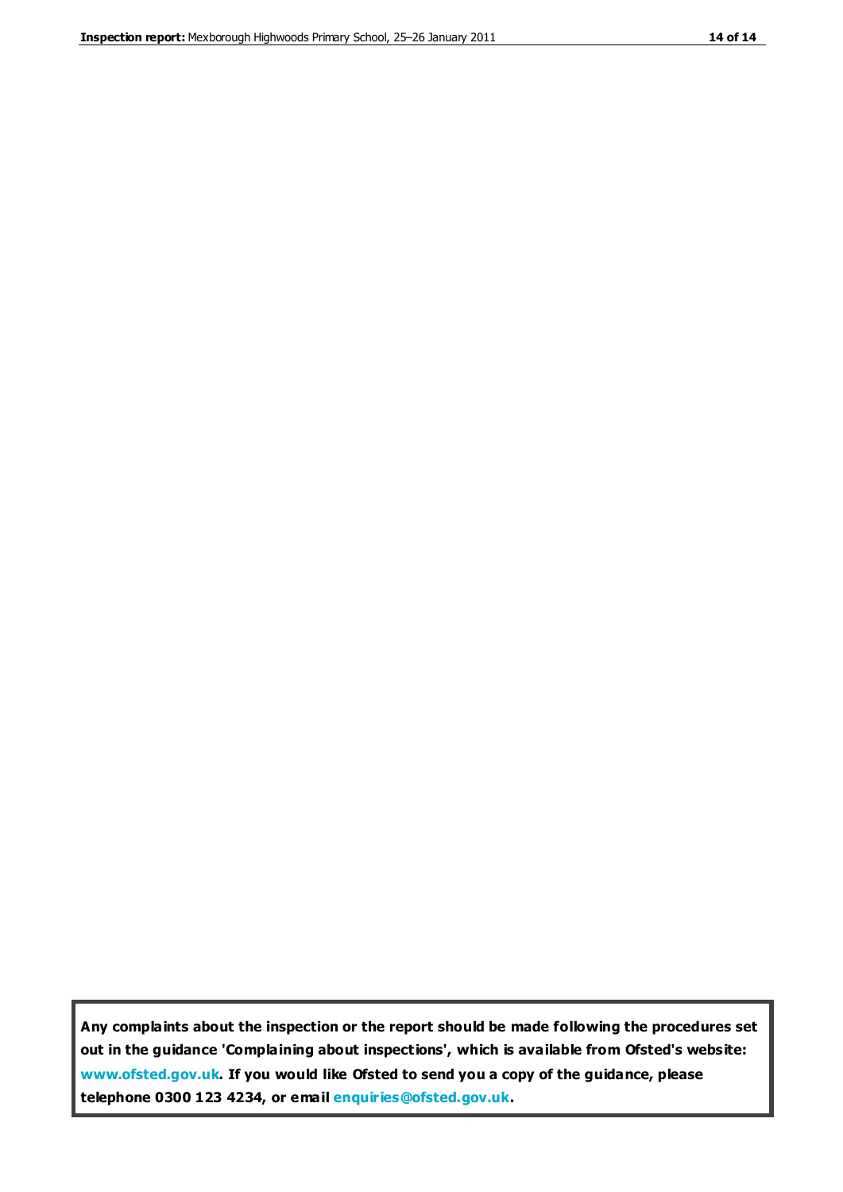**Any complaints about the inspection or the report should be made following the procedures set out in the guidance 'Complaining about inspections', which is available from Ofsted's website: www.ofsted.gov.uk. If you would like Ofsted to send you a copy of the guidance, please telephone 0300 123 4234, or email enquiries@ofsted.gov.uk.**